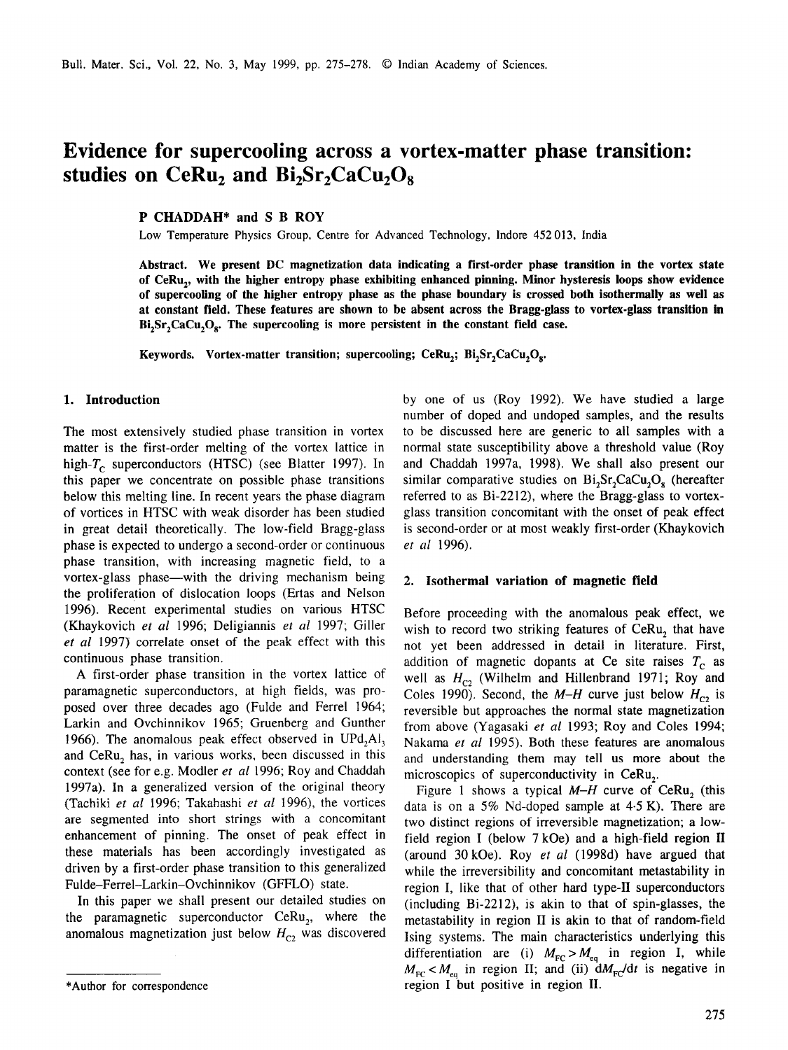# Evidence for supercooling across a vortex-matter phase transition: studies on $CeRu_2$ and $Bi_2Sr_2CaCu_2O_8$

**P CHADDAH\* and S B ROY**

Low Temperature Physics Group, Centre for Advanced Technology, Indore 452 013, India

**Abstract.** We present DC magnetization data indicating a first-order phase transition in the vortex state of $CeRu_2$, with the higher entropy phase exhibiting enhanced pinning. Minor hysteresis loops show evidence of supercooling of the higher entropy phase as the phase boundary is crossed both isothermally as well as at constant field. These features are shown to be absent across the Bragg-glass to vortex-glass transition in $Bi_2Sr_2CaCu_2O_8$. The supercooling is more persistent in the constant field case.

**Keywords.** Vortex-matter transition; supercooling; $CeRu_2$; $Bi_2Sr_2CaCu_2O_8$.

## 1. Introduction

The most extensively studied phase transition in vortex matter is the first-order melting of the vortex lattice in high-$T_C$ superconductors (HTSC) (see Blatter 1997). In this paper we concentrate on possible phase transitions below this melting line. In recent years the phase diagram of vortices in HTSC with weak disorder has been studied in great detail theoretically. The low-field Bragg-glass phase is expected to undergo a second-order or continuous phase transition, with increasing magnetic field, to a vortex-glass phase—with the driving mechanism being the proliferation of dislocation loops (Ertas and Nelson 1996). Recent experimental studies on various HTSC (Khaykovich *et al* 1996; Deligiannis *et al* 1997; Giller *et al* 1997) correlate onset of the peak effect with this continuous phase transition.

A first-order phase transition in the vortex lattice of paramagnetic superconductors, at high fields, was proposed over three decades ago (Fulde and Ferrel 1964; Larkin and Ovchinnikov 1965; Gruenberg and Gunther 1966). The anomalous peak effect observed in $UPd_2Al_3$ and $CeRu_2$ has, in various works, been discussed in this context (see for e.g. Modler *et al* 1996; Roy and Chaddah 1997a). In a generalized version of the original theory (Tachiki *et al* 1996; Takahashi *et al* 1996), the vortices are segmented into short strings with a concomitant enhancement of pinning. The onset of peak effect in these materials has been accordingly investigated as driven by a first-order phase transition to this generalized Fulde–Ferrel–Larkin–Ovchinnikov (GFFLO) state.

In this paper we shall present our detailed studies on the paramagnetic superconductor $CeRu_2$, where the anomalous magnetization just below $H_{C2}$ was discovered by one of us (Roy 1992). We have studied a large number of doped and undoped samples, and the results to be discussed here are generic to all samples with a normal state susceptibility above a threshold value (Roy and Chaddah 1997a, 1998). We shall also present our similar comparative studies on $Bi_2Sr_2CaCu_2O_8$ (hereafter referred to as Bi-2212), where the Bragg-glass to vortex-glass transition concomitant with the onset of peak effect is second-order or at most weakly first-order (Khaykovich *et al* 1996).

## 2. Isothermal variation of magnetic field

Before proceeding with the anomalous peak effect, we wish to record two striking features of $CeRu_2$ that have not yet been addressed in detail in literature. First, addition of magnetic dopants at Ce site raises $T_C$ as well as $H_{C2}$ (Wilhelm and Hillenbrand 1971; Roy and Coles 1990). Second, the $M$–$H$ curve just below $H_{C2}$ is reversible but approaches the normal state magnetization from above (Yagasaki *et al* 1993; Roy and Coles 1994; Nakama *et al* 1995). Both these features are anomalous and understanding them may tell us more about the microscopics of superconductivity in $CeRu_2$.

Figure 1 shows a typical $M$–$H$ curve of $CeRu_2$ (this data is on a 5% Nd-doped sample at 4·5 K). There are two distinct regions of irreversible magnetization; a low-field region I (below 7 kOe) and a high-field region II (around 30 kOe). Roy *et al* (1998d) have argued that while the irreversibility and concomitant metastability in region I, like that of other hard type-II superconductors (including Bi-2212), is akin to that of spin-glasses, the metastability in region II is akin to that of random-field Ising systems. The main characteristics underlying this differentiation are (i) $M_{FC} > M_{eq}$ in region I, while $M_{FC} < M_{eq}$ in region II; and (ii) $dM_{FC}/dt$ is negative in region I but positive in region II.

\*Author for correspondence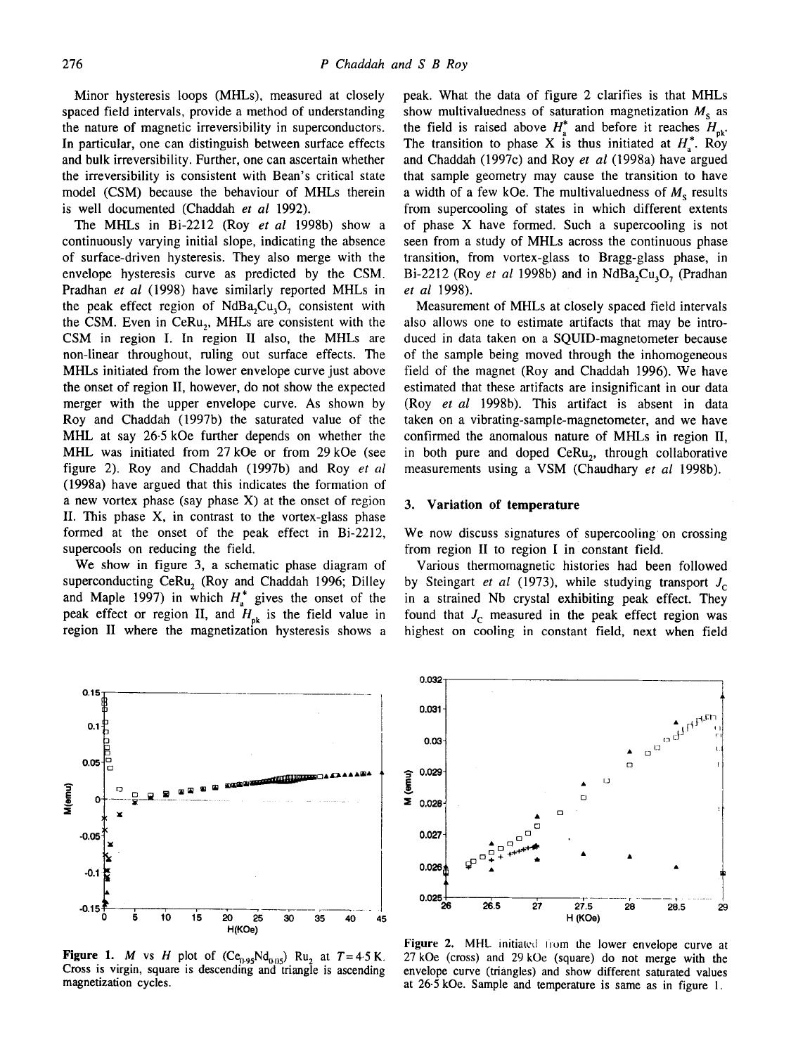Minor hysteresis loops (MHLs), measured at closely spaced field intervals, provide a method of understanding the nature of magnetic irreversibility in superconductors. In particular, one can distinguish between surface effects and bulk irreversibility. Further, one can ascertain whether the irreversibility is consistent with Bean's critical state model (CSM) because the behaviour of MHLs therein is well documented (Chaddah *et al* 1992).

The MHLs in Bi-2212 (Roy *et al* 1998b) show a continuously varying initial slope, indicating the absence of surface-driven hysteresis. They also merge with the envelope hysteresis curve as predicted by the CSM. Pradhan *et al* (1998) have similarly reported MHLs in the peak effect region of $NdBa_2Cu_3O_7$ consistent with the CSM. Even in $CeRu_2$, MHLs are consistent with the CSM in region I. In region II also, the MHLs are non-linear throughout, ruling out surface effects. The MHLs initiated from the lower envelope curve just above the onset of region II, however, do not show the expected merger with the upper envelope curve. As shown by Roy and Chaddah (1997b) the saturated value of the MHL at say 26·5 kOe further depends on whether the MHL was initiated from 27 kOe or from 29 kOe (see figure 2). Roy and Chaddah (1997b) and Roy *et al* (1998a) have argued that this indicates the formation of a new vortex phase (say phase X) at the onset of region II. This phase X, in contrast to the vortex-glass phase formed at the onset of the peak effect in Bi-2212, supercools on reducing the field.

We show in figure 3, a schematic phase diagram of superconducting $CeRu_2$ (Roy and Chaddah 1996; Dilley and Maple 1997) in which $H_a^*$ gives the onset of the peak effect or region II, and $H_{pk}$ is the field value in region II where the magnetization hysteresis shows a peak. What the data of figure 2 clarifies is that MHLs show multivaluedness of saturation magnetization $M_S$ as the field is raised above $H_a^*$ and before it reaches $H_{pk}$. The transition to phase X is thus initiated at $H_a^*$. Roy and Chaddah (1997c) and Roy *et al* (1998a) have argued that sample geometry may cause the transition to have a width of a few kOe. The multivaluedness of $M_S$ results from supercooling of states in which different extents of phase X have formed. Such a supercooling is not seen from a study of MHLs across the continuous phase transition, from vortex-glass to Bragg-glass phase, in Bi-2212 (Roy *et al* 1998b) and in $NdBa_2Cu_3O_7$ (Pradhan *et al* 1998).

Measurement of MHLs at closely spaced field intervals also allows one to estimate artifacts that may be introduced in data taken on a SQUID-magnetometer because of the sample being moved through the inhomogeneous field of the magnet (Roy and Chaddah 1996). We have estimated that these artifacts are insignificant in our data (Roy *et al* 1998b). This artifact is absent in data taken on a vibrating-sample-magnetometer, and we have confirmed the anomalous nature of MHLs in region II, in both pure and doped $CeRu_2$, through collaborative measurements using a VSM (Chaudhary *et al* 1998b).

## 3. Variation of temperature

We now discuss signatures of supercooling on crossing from region II to region I in constant field.

Various thermomagnetic histories had been followed by Steingart *et al* (1973), while studying transport $J_C$ in a strained Nb crystal exhibiting peak effect. They found that $J_C$ measured in the peak effect region was highest on cooling in constant field, next when field

**Figure 1.** $M$ vs $H$ plot of $(Ce_{0.95}Nd_{0.05})Ru_2$ at $T = 4.5$ K. Cross is virgin, square is descending and triangle is ascending magnetization cycles.

**Figure 2.** MHL initiated from the lower envelope curve at 27 kOe (cross) and 29 kOe (square) do not merge with the envelope curve (triangles) and show different saturated values at 26·5 kOe. Sample and temperature is same as in figure 1.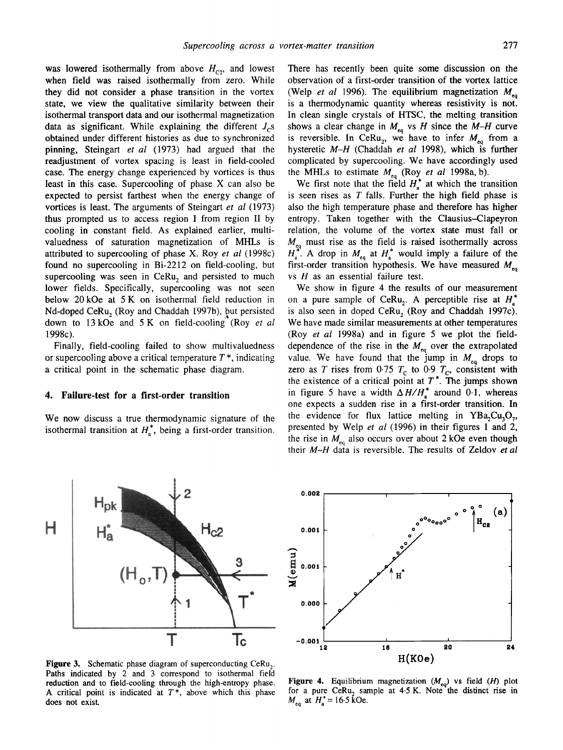was lowered isothermally from above $H_{C2}$, and lowest when field was raised isothermally from zero. While they did not consider a phase transition in the vortex state, we view the qualitative similarity between their isothermal transport data and our isothermal magnetization data as significant. While explaining the different $J_C$s obtained under different histories as due to synchronized pinning, Steingart *et al* (1973) had argued that the readjustment of vortex spacing is least in field-cooled case. The energy change experienced by vortices is thus least in this case. Supercooling of phase X can also be expected to persist farthest when the energy change of vortices is least. The arguments of Steingart *et al* (1973) thus prompted us to access region I from region II by cooling in constant field. As explained earlier, multi-valuedness of saturation magnetization of MHLs is attributed to supercooling of phase X. Roy *et al* (1998c) found no supercooling in Bi-2212 on field-cooling, but supercooling was seen in $CeRu_2$ and persisted to much lower fields. Specifically, supercooling was not seen below 20 kOe at 5 K on isothermal field reduction in Nd-doped $CeRu_2$ (Roy and Chaddah 1997b), but persisted down to 13 kOe and 5 K on field-cooling (Roy *et al* 1998c).

Finally, field-cooling failed to show multivaluedness or supercooling above a critical temperature $T^*$, indicating a critical point in the schematic phase diagram.

## 4. Failure-test for a first-order transition

We now discuss a true thermodynamic signature of the isothermal transition at $H_a^*$, being a first-order transition. There has recently been quite some discussion on the observation of a first-order transition of the vortex lattice (Welp *et al* 1996). The equilibrium magnetization $M_{eq}$ is a thermodynamic quantity whereas resistivity is not. In clean single crystals of HTSC, the melting transition shows a clear change in $M_{eq}$ vs $H$ since the $M$–$H$ curve is reversible. In $CeRu_2$, we have to infer $M_{eq}$ from a hysteretic $M$–$H$ (Chaddah *et al* 1998), which is further complicated by supercooling. We have accordingly used the MHLs to estimate $M_{eq}$ (Roy *et al* 1998a, b).

We first note that the field $H_a^*$ at which the transition is seen rises as $T$ falls. Further the high field phase is also the high temperature phase and therefore has higher entropy. Taken together with the Clausius–Clapeyron relation, the volume of the vortex state must fall or $M_{eq}$ must rise as the field is raised isothermally across $H_a^*$. A drop in $M_{eq}$ at $H_a^*$ would imply a failure of the first-order transition hypothesis. We have measured $M_{eq}$ vs $H$ as an essential failure test.

We show in figure 4 the results of our measurement on a pure sample of $CeRu_2$. A perceptible rise at $H_a^*$ is also seen in doped $CeRu_2$ (Roy and Chaddah 1997c). We have made similar measurements at other temperatures (Roy *et al* 1998a) and in figure 5 we plot the field-dependence of the rise in the $M_{eq}$ over the extrapolated value. We have found that the jump in $M_{eq}$ drops to zero as $T$ rises from 0·75 $T_C$ to 0·9 $T_C$, consistent with the existence of a critical point at $T^*$. The jumps shown in figure 5 have a width $\Delta H/H_a^*$ around 0·1, whereas one expects a sudden rise in a first-order transition. In the evidence for flux lattice melting in $YBa_2Cu_3O_7$, presented by Welp *et al* (1996) in their figures 1 and 2, the rise in $M_{eq}$ also occurs over about 2 kOe even though their $M$–$H$ data is reversible. The results of Zeldov *et al*

**Figure 3.** Schematic phase diagram of superconducting $CeRu_2$. Paths indicated by 2 and 3 correspond to isothermal field reduction and to field-cooling through the high-entropy phase. A critical point is indicated at $T^*$, above which this phase does not exist.

**Figure 4.** Equilibrium magnetization ($M_{eq}$) vs field ($H$) plot for a pure $CeRu_2$ sample at 4·5 K. Note the distinct rise in $M_{eq}$ at $H_a^* = 16{\cdot}5$ kOe.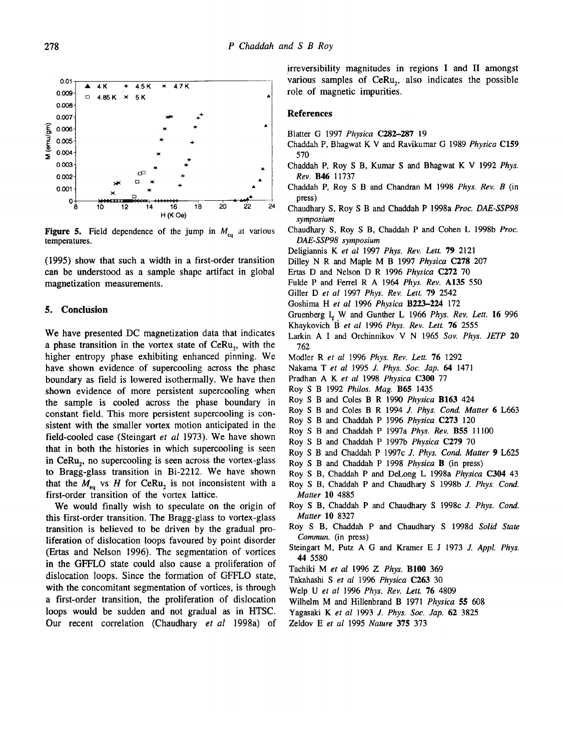0.01
0.009
0.008
0.007
0.006
0.005
0.004
0.003
0.002
0.001
0
M (emu/gm)
▲ 4 K + 4.5 K * 4.7 K
□ 4.85 K × 5 K
8 10 12 14 16 18 20 22 24
H (K Oe)

**Figure 5.** Field dependence of the jump in $M_{eq}$ at various temperatures.

(1995) show that such a width in a first-order transition can be understood as a sample shape artifact in global magnetization measurements.

## 5. Conclusion

We have presented DC magnetization data that indicates a phase transition in the vortex state of $CeRu_2$, with the higher entropy phase exhibiting enhanced pinning. We have shown evidence of supercooling across the phase boundary as field is lowered isothermally. We have then shown evidence of more persistent supercooling when the sample is cooled across the phase boundary in constant field. This more persistent supercooling is consistent with the smaller vortex motion anticipated in the field-cooled case (Steingart *et al* 1973). We have shown that in both the histories in which supercooling is seen in $CeRu_2$, no supercooling is seen across the vortex-glass to Bragg-glass transition in Bi-2212. We have shown that the $M_{eq}$ vs $H$ for $CeRu_2$ is not inconsistent with a first-order transition of the vortex lattice.

We would finally wish to speculate on the origin of this first-order transition. The Bragg-glass to vortex-glass transition is believed to be driven by the gradual proliferation of dislocation loops favoured by point disorder (Ertas and Nelson 1996). The segmentation of vortices in the GFFLO state could also cause a proliferation of dislocation loops. Since the formation of GFFLO state, with the concomitant segmentation of vortices, is through a first-order transition, the proliferation of dislocation loops would be sudden and not gradual as in HTSC. Our recent correlation (Chaudhary *et al* 1998a) of irreversibility magnitudes in regions I and II amongst various samples of $CeRu_2$, also indicates the possible role of magnetic impurities.

## References

Blatter G 1997 *Physica* **C282–287** 19

Chaddah P, Bhagwat K V and Ravikumar G 1989 *Physica* **C159** 570

Chaddah P, Roy S B, Kumar S and Bhagwat K V 1992 *Phys. Rev.* **B46** 11737

Chaddah P, Roy S B and Chandran M 1998 *Phys. Rev. B* (in press)

Chaudhary S, Roy S B and Chaddah P 1998a *Proc. DAE-SSP98 symposium*

Chaudhary S, Roy S B, Chaddah P and Cohen L 1998b *Proc. DAE-SSP98 symposium*

Deligiannis K *et al* 1997 *Phys. Rev. Lett.* **79** 2121

Dilley N R and Maple M B 1997 *Physica* **C278** 207

Ertas D and Nelson D R 1996 *Physica* **C272** 70

Fulde P and Ferrel R A 1964 *Phys. Rev.* **A135** 550

Giller D *et al* 1997 *Phys. Rev. Lett.* **79** 2542

Goshima H *et al* 1996 *Physica* **B223–224** 172

Gruenberg L W and Gunther L 1966 *Phys. Rev. Lett.* **16** 996

Khaykovich B *et al* 1996 *Phys. Rev. Lett.* **76** 2555

Larkin A I and Orchinnikov V N 1965 *Sov. Phys. JETP* **20** 762

Modler R *et al* 1996 *Phys. Rev. Lett.* **76** 1292

Nakama T *et al* 1995 *J. Phys. Soc. Jap.* **64** 1471

Pradhan A K *et al* 1998 *Physica* **C300** 77

Roy S B 1992 *Philos. Mag.* **B65** 1435

Roy S B and Coles B R 1990 *Physica* **B163** 424

Roy S B and Coles B R 1994 *J. Phys. Cond. Matter* **6** L663

Roy S B and Chaddah P 1996 *Physica* **C273** 120

Roy S B and Chaddah P 1997a *Phys. Rev.* **B55** 11100

Roy S B and Chaddah P 1997b *Physica* **C279** 70

Roy S B and Chaddah P 1997c *J. Phys. Cond. Matter* **9** L625

Roy S B and Chaddah P 1998 *Physica* **B** (in press)

Roy S B, Chaddah P and DeLong L 1998a *Physica* **C304** 43

Roy S B, Chaddah P and Chaudhary S 1998b *J. Phys. Cond. Matter* **10** 4885

Roy S B, Chaddah P and Chaudhary S 1998c *J. Phys. Cond. Matter* **10** 8327

Roy S B, Chaddah P and Chaudhary S 1998d *Solid State Commun.* (in press)

Steingart M, Putz A G and Kramer E J 1973 *J. Appl. Phys.* **44** 5580

Tachiki M *et al* 1996 *Z. Phys.* **B100** 369

Takahashi S *et al* 1996 *Physica* **C263** 30

Welp U *et al* 1996 *Phys. Rev. Lett.* **76** 4809

Wilhelm M and Hillenbrand B 1971 *Physica* **55** 608

Yagasaki K *et al* 1993 *J. Phys. Soc. Jap.* **62** 3825

Zeldov E *et al* 1995 *Nature* **375** 373